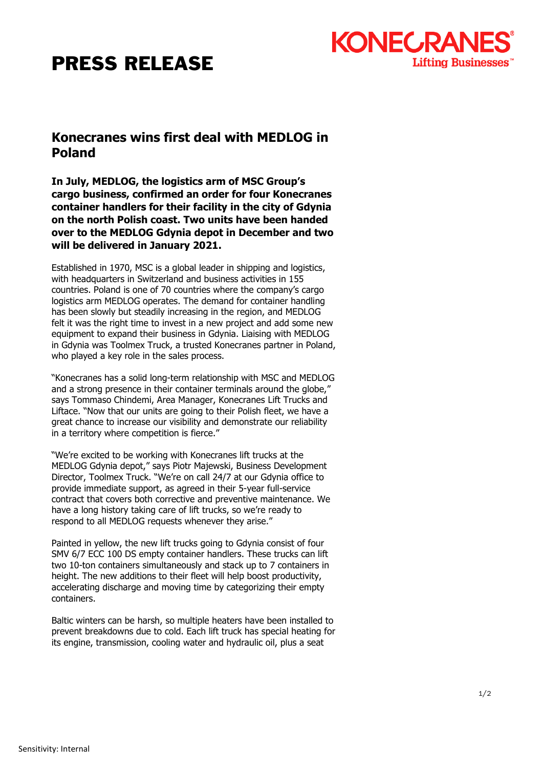# PRESS RELEASE

KONECRANES
Lifting Businesses™

## Konecranes wins first deal with MEDLOG in Poland

**In July, MEDLOG, the logistics arm of MSC Group's cargo business, confirmed an order for four Konecranes container handlers for their facility in the city of Gdynia on the north Polish coast. Two units have been handed over to the MEDLOG Gdynia depot in December and two will be delivered in January 2021.**

Established in 1970, MSC is a global leader in shipping and logistics, with headquarters in Switzerland and business activities in 155 countries. Poland is one of 70 countries where the company's cargo logistics arm MEDLOG operates. The demand for container handling has been slowly but steadily increasing in the region, and MEDLOG felt it was the right time to invest in a new project and add some new equipment to expand their business in Gdynia. Liaising with MEDLOG in Gdynia was Toolmex Truck, a trusted Konecranes partner in Poland, who played a key role in the sales process.

"Konecranes has a solid long-term relationship with MSC and MEDLOG and a strong presence in their container terminals around the globe," says Tommaso Chindemi, Area Manager, Konecranes Lift Trucks and Liftace. "Now that our units are going to their Polish fleet, we have a great chance to increase our visibility and demonstrate our reliability in a territory where competition is fierce."

"We're excited to be working with Konecranes lift trucks at the MEDLOG Gdynia depot," says Piotr Majewski, Business Development Director, Toolmex Truck. "We're on call 24/7 at our Gdynia office to provide immediate support, as agreed in their 5-year full-service contract that covers both corrective and preventive maintenance. We have a long history taking care of lift trucks, so we're ready to respond to all MEDLOG requests whenever they arise."

Painted in yellow, the new lift trucks going to Gdynia consist of four SMV 6/7 ECC 100 DS empty container handlers. These trucks can lift two 10-ton containers simultaneously and stack up to 7 containers in height. The new additions to their fleet will help boost productivity, accelerating discharge and moving time by categorizing their empty containers.

Baltic winters can be harsh, so multiple heaters have been installed to prevent breakdowns due to cold. Each lift truck has special heating for its engine, transmission, cooling water and hydraulic oil, plus a seat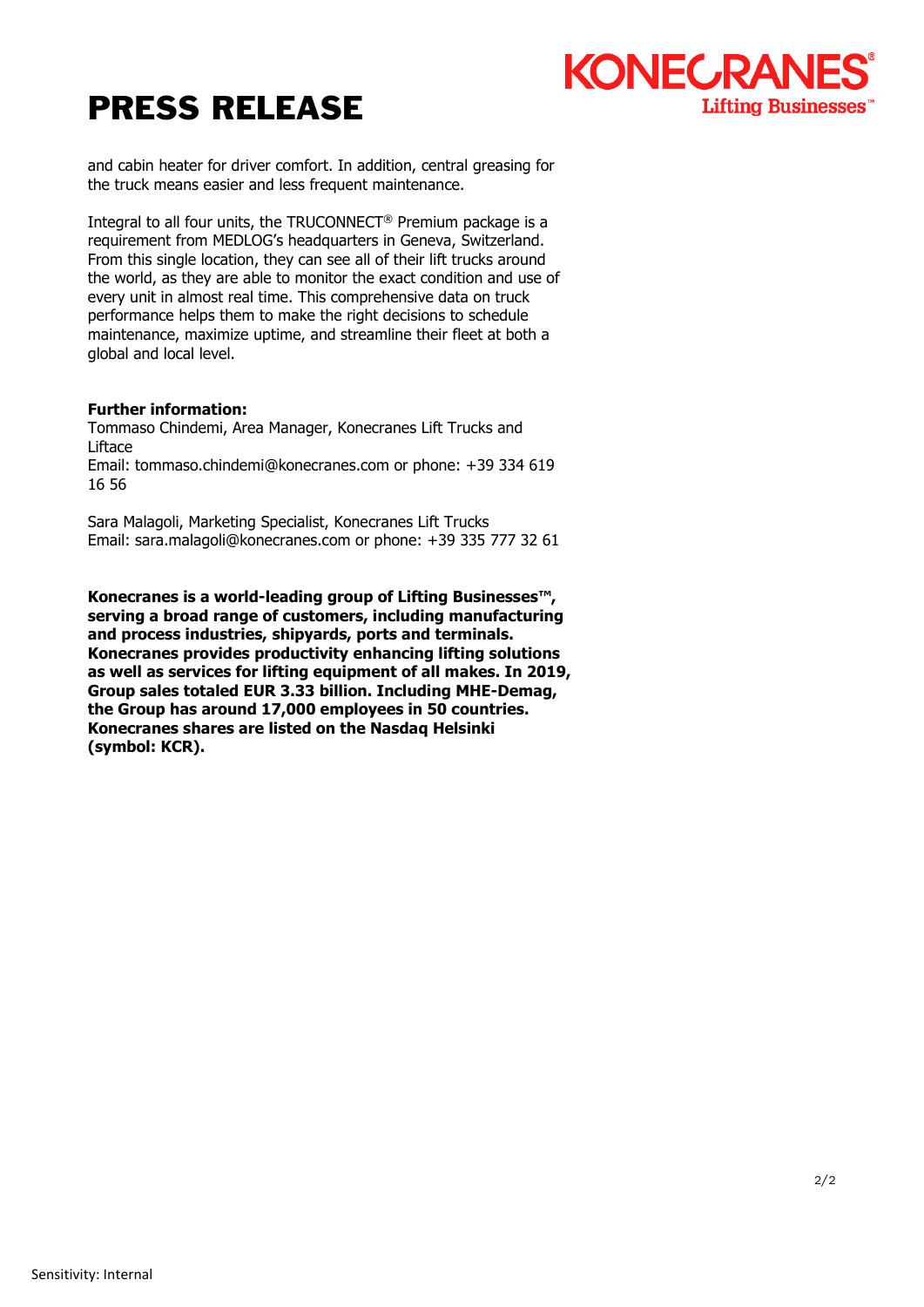and cabin heater for driver comfort. In addition, central greasing for the truck means easier and less frequent maintenance.

Integral to all four units, the TRUCONNECT® Premium package is a requirement from MEDLOG's headquarters in Geneva, Switzerland. From this single location, they can see all of their lift trucks around the world, as they are able to monitor the exact condition and use of every unit in almost real time. This comprehensive data on truck performance helps them to make the right decisions to schedule maintenance, maximize uptime, and streamline their fleet at both a global and local level.

**Further information:**
Tommaso Chindemi, Area Manager, Konecranes Lift Trucks and Liftace
Email: tommaso.chindemi@konecranes.com or phone: +39 334 619 16 56

Sara Malagoli, Marketing Specialist, Konecranes Lift Trucks
Email: sara.malagoli@konecranes.com or phone: +39 335 777 32 61

**Konecranes is a world-leading group of Lifting Businesses™, serving a broad range of customers, including manufacturing and process industries, shipyards, ports and terminals. Konecranes provides productivity enhancing lifting solutions as well as services for lifting equipment of all makes. In 2019, Group sales totaled EUR 3.33 billion. Including MHE-Demag, the Group has around 17,000 employees in 50 countries. Konecranes shares are listed on the Nasdaq Helsinki (symbol: KCR).**